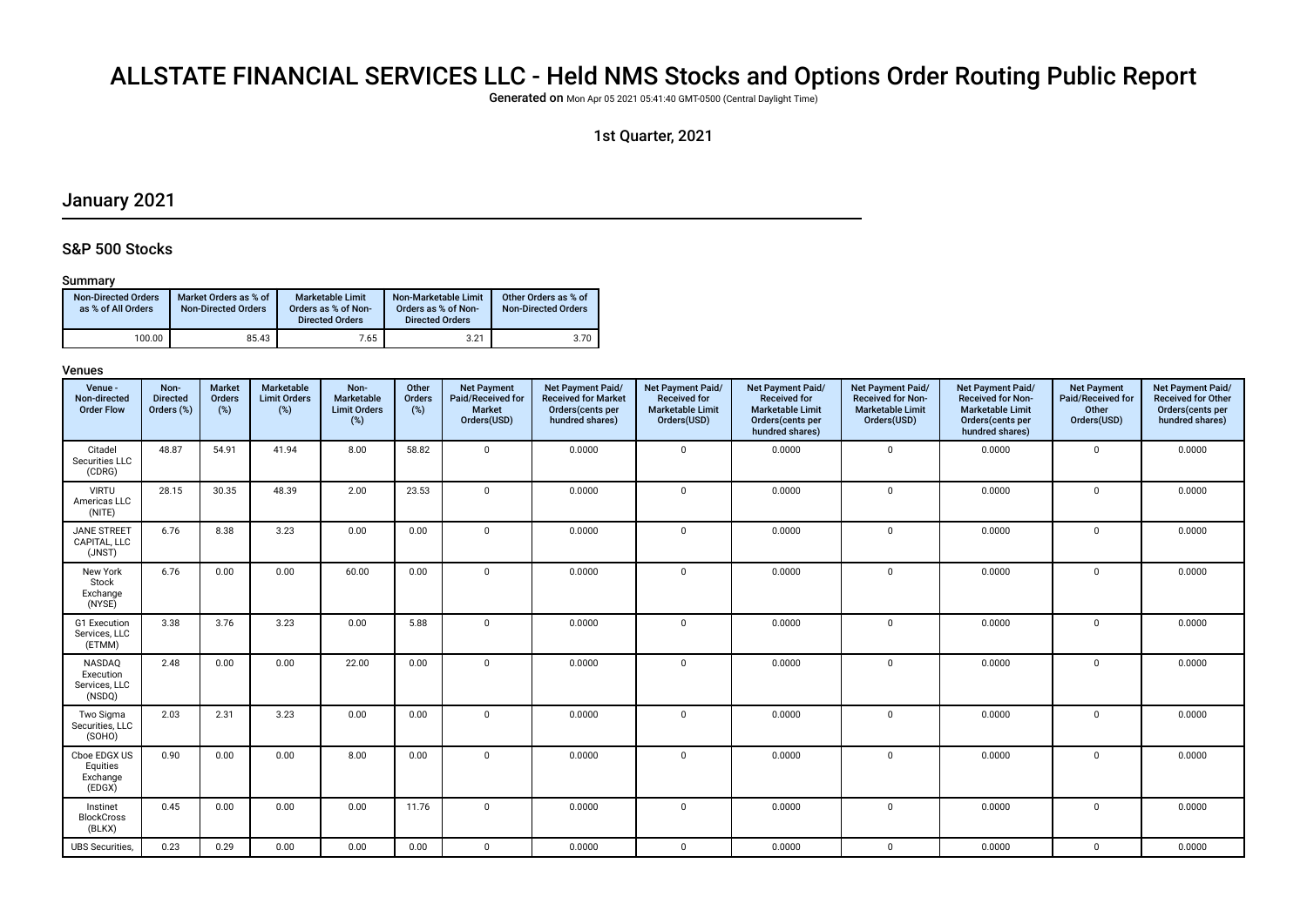# ALLSTATE FINANCIAL SERVICES LLC - Held NMS Stocks and Options Order Routing Public Report

**Generated on** Mon Apr 05 2021 05:41:40 GMT-0500 (Central Daylight Time)

1st Quarter, 2021

## January 2021

### S&P 500 Stocks

#### Summary

| Non-Directed Orders as % of All Orders | Market Orders as % of Non-Directed Orders | Marketable Limit Orders as % of Non-Directed Orders | Non-Marketable Limit Orders as % of Non-Directed Orders | Other Orders as % of Non-Directed Orders |
|---|---|---|---|---|
| 100.00 | 85.43 | 7.65 | 3.21 | 3.70 |

#### Venues

| Venue - Non-directed Order Flow | Non-Directed Orders (%) | Market Orders (%) | Marketable Limit Orders (%) | Non-Marketable Limit Orders (%) | Other Orders (%) | Net Payment Paid/Received for Market Orders(USD) | Net Payment Paid/Received for Market Orders(cents per hundred shares) | Net Payment Paid/Received for Marketable Limit Orders(USD) | Net Payment Paid/Received for Marketable Limit Orders(cents per hundred shares) | Net Payment Paid/Received for Non-Marketable Limit Orders(USD) | Net Payment Paid/Received for Non-Marketable Limit Orders(cents per hundred shares) | Net Payment Paid/Received for Other Orders(USD) | Net Payment Paid/Received for Other Orders(cents per hundred shares) |
|---|---|---|---|---|---|---|---|---|---|---|---|---|---|
| Citadel Securities LLC (CDRG) | 48.87 | 54.91 | 41.94 | 8.00 | 58.82 | 0 | 0.0000 | 0 | 0.0000 | 0 | 0.0000 | 0 | 0.0000 |
| VIRTU Americas LLC (NITE) | 28.15 | 30.35 | 48.39 | 2.00 | 23.53 | 0 | 0.0000 | 0 | 0.0000 | 0 | 0.0000 | 0 | 0.0000 |
| JANE STREET CAPITAL, LLC (JNST) | 6.76 | 8.38 | 3.23 | 0.00 | 0.00 | 0 | 0.0000 | 0 | 0.0000 | 0 | 0.0000 | 0 | 0.0000 |
| New York Stock Exchange (NYSE) | 6.76 | 0.00 | 0.00 | 60.00 | 0.00 | 0 | 0.0000 | 0 | 0.0000 | 0 | 0.0000 | 0 | 0.0000 |
| G1 Execution Services, LLC (ETMM) | 3.38 | 3.76 | 3.23 | 0.00 | 5.88 | 0 | 0.0000 | 0 | 0.0000 | 0 | 0.0000 | 0 | 0.0000 |
| NASDAQ Execution Services, LLC (NSDQ) | 2.48 | 0.00 | 0.00 | 22.00 | 0.00 | 0 | 0.0000 | 0 | 0.0000 | 0 | 0.0000 | 0 | 0.0000 |
| Two Sigma Securities, LLC (SOHO) | 2.03 | 2.31 | 3.23 | 0.00 | 0.00 | 0 | 0.0000 | 0 | 0.0000 | 0 | 0.0000 | 0 | 0.0000 |
| Cboe EDGX US Equities Exchange (EDGX) | 0.90 | 0.00 | 0.00 | 8.00 | 0.00 | 0 | 0.0000 | 0 | 0.0000 | 0 | 0.0000 | 0 | 0.0000 |
| Instinet BlockCross (BLKX) | 0.45 | 0.00 | 0.00 | 0.00 | 11.76 | 0 | 0.0000 | 0 | 0.0000 | 0 | 0.0000 | 0 | 0.0000 |
| UBS Securities, | 0.23 | 0.29 | 0.00 | 0.00 | 0.00 | 0 | 0.0000 | 0 | 0.0000 | 0 | 0.0000 | 0 | 0.0000 |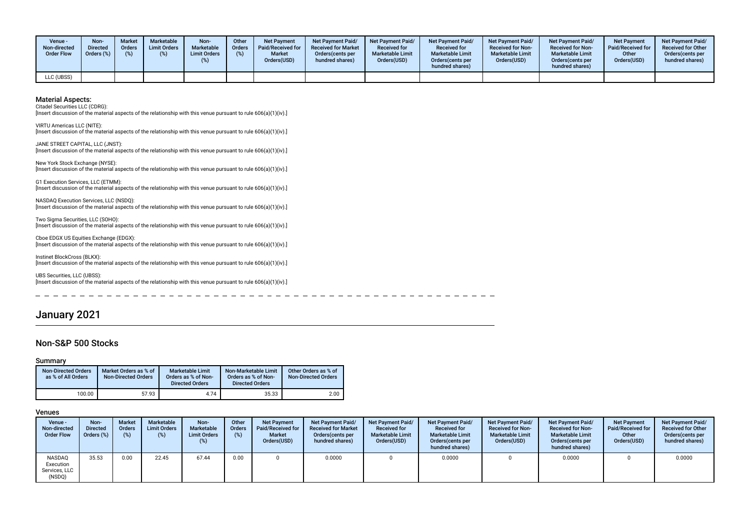| Venue - Non-directed Order Flow | Non-Directed Orders (%) | Market Orders (%) | Marketable Limit Orders (%) | Non-Marketable Limit Orders (%) | Other Orders (%) | Net Payment Paid/Received for Market Orders(USD) | Net Payment Paid/Received for Market Orders(cents per hundred shares) | Net Payment Paid/Received for Marketable Limit Orders(USD) | Net Payment Paid/Received for Marketable Limit Orders(cents per hundred shares) | Net Payment Paid/Received for Non-Marketable Limit Orders(USD) | Net Payment Paid/Received for Non-Marketable Limit Orders(cents per hundred shares) | Net Payment Paid/Received for Other Orders(USD) | Net Payment Paid/Received for Other Orders(cents per hundred shares) |
|---|---|---|---|---|---|---|---|---|---|---|---|---|---|
| LLC (UBSS) | | | | | | | | | | | | | |

### Material Aspects:

Citadel Securities LLC (CDRG):
[Insert discussion of the material aspects of the relationship with this venue pursuant to rule 606(a)(1)(iv).]

VIRTU Americas LLC (NITE):
[Insert discussion of the material aspects of the relationship with this venue pursuant to rule 606(a)(1)(iv).]

JANE STREET CAPITAL, LLC (JNST):
[Insert discussion of the material aspects of the relationship with this venue pursuant to rule 606(a)(1)(iv).]

New York Stock Exchange (NYSE):
[Insert discussion of the material aspects of the relationship with this venue pursuant to rule 606(a)(1)(iv).]

G1 Execution Services, LLC (ETMM):
[Insert discussion of the material aspects of the relationship with this venue pursuant to rule 606(a)(1)(iv).]

NASDAQ Execution Services, LLC (NSDQ):
[Insert discussion of the material aspects of the relationship with this venue pursuant to rule 606(a)(1)(iv).]

Two Sigma Securities, LLC (SOHO):
[Insert discussion of the material aspects of the relationship with this venue pursuant to rule 606(a)(1)(iv).]

Cboe EDGX US Equities Exchange (EDGX):
[Insert discussion of the material aspects of the relationship with this venue pursuant to rule 606(a)(1)(iv).]

Instinet BlockCross (BLKX):
[Insert discussion of the material aspects of the relationship with this venue pursuant to rule 606(a)(1)(iv).]

UBS Securities, LLC (UBSS):
[Insert discussion of the material aspects of the relationship with this venue pursuant to rule 606(a)(1)(iv).]

# January 2021

## Non-S&P 500 Stocks

### Summary

| Non-Directed Orders as % of All Orders | Market Orders as % of Non-Directed Orders | Marketable Limit Orders as % of Non-Directed Orders | Non-Marketable Limit Orders as % of Non-Directed Orders | Other Orders as % of Non-Directed Orders |
|---|---|---|---|---|
| 100.00 | 57.93 | 4.74 | 35.33 | 2.00 |

### Venues

| Venue - Non-directed Order Flow | Non-Directed Orders (%) | Market Orders (%) | Marketable Limit Orders (%) | Non-Marketable Limit Orders (%) | Other Orders (%) | Net Payment Paid/Received for Market Orders(USD) | Net Payment Paid/Received for Market Orders(cents per hundred shares) | Net Payment Paid/Received for Marketable Limit Orders(USD) | Net Payment Paid/Received for Marketable Limit Orders(cents per hundred shares) | Net Payment Paid/Received for Non-Marketable Limit Orders(USD) | Net Payment Paid/Received for Non-Marketable Limit Orders(cents per hundred shares) | Net Payment Paid/Received for Other Orders(USD) | Net Payment Paid/Received for Other Orders(cents per hundred shares) |
|---|---|---|---|---|---|---|---|---|---|---|---|---|---|
| NASDAQ Execution Services, LLC (NSDQ) | 35.53 | 0.00 | 22.45 | 67.44 | 0.00 | 0 | 0.0000 | 0 | 0.0000 | 0 | 0.0000 | 0 | 0.0000 |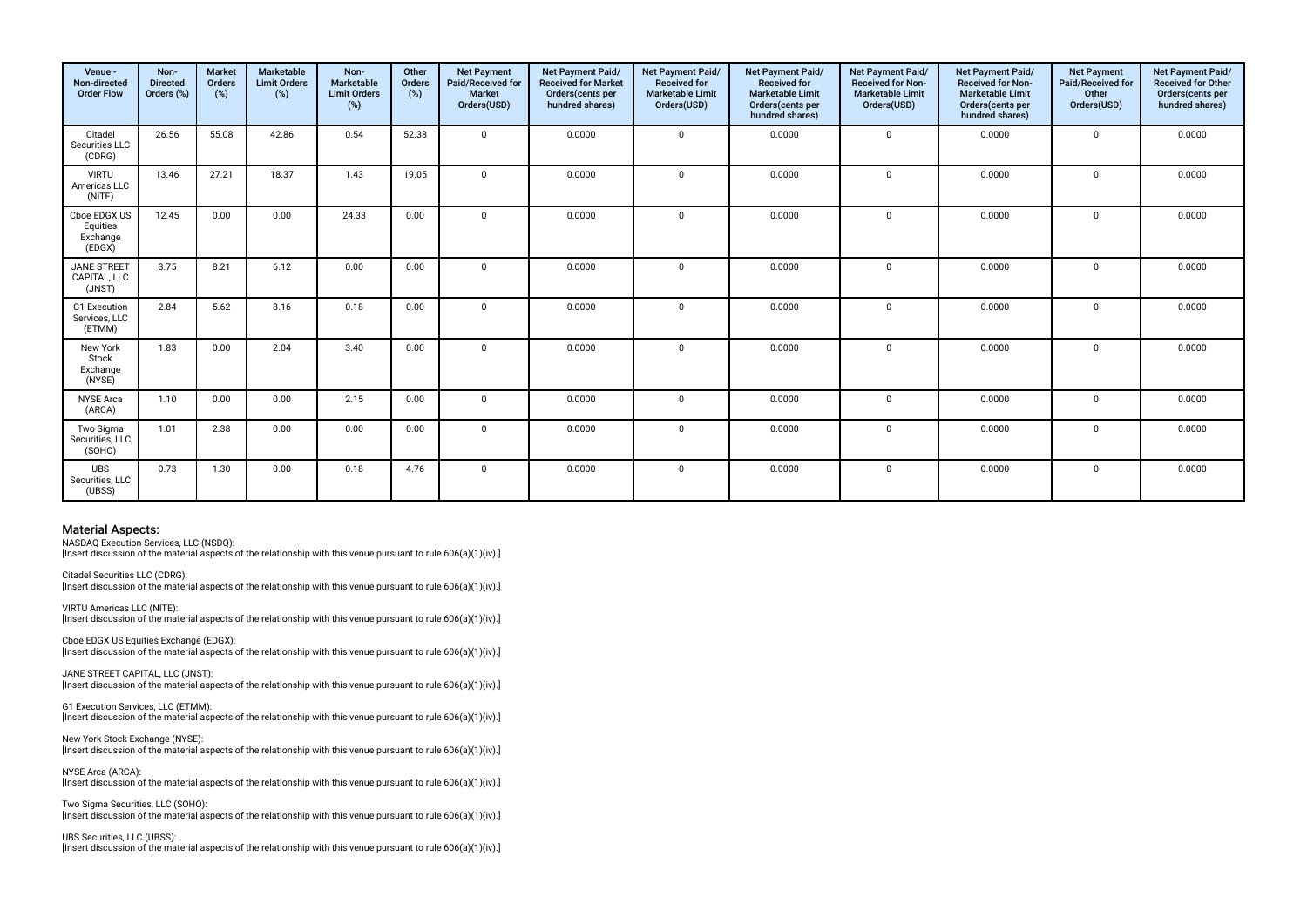| Venue - Non-directed Order Flow | Non-Directed Orders (%) | Market Orders (%) | Marketable Limit Orders (%) | Non-Marketable Limit Orders (%) | Other Orders (%) | Net Payment Paid/Received for Market Orders(USD) | Net Payment Paid/ Received for Market Orders(cents per hundred shares) | Net Payment Paid/ Received for Marketable Limit Orders(USD) | Net Payment Paid/ Received for Marketable Limit Orders(cents per hundred shares) | Net Payment Paid/ Received for Non-Marketable Limit Orders(USD) | Net Payment Paid/ Received for Non-Marketable Limit Orders(cents per hundred shares) | Net Payment Paid/Received for Other Orders(USD) | Net Payment Paid/ Received for Other Orders(cents per hundred shares) |
|---|---|---|---|---|---|---|---|---|---|---|---|---|---|
| Citadel Securities LLC (CDRG) | 26.56 | 55.08 | 42.86 | 0.54 | 52.38 | 0 | 0.0000 | 0 | 0.0000 | 0 | 0.0000 | 0 | 0.0000 |
| VIRTU Americas LLC (NITE) | 13.46 | 27.21 | 18.37 | 1.43 | 19.05 | 0 | 0.0000 | 0 | 0.0000 | 0 | 0.0000 | 0 | 0.0000 |
| Cboe EDGX US Equities Exchange (EDGX) | 12.45 | 0.00 | 0.00 | 24.33 | 0.00 | 0 | 0.0000 | 0 | 0.0000 | 0 | 0.0000 | 0 | 0.0000 |
| JANE STREET CAPITAL, LLC (JNST) | 3.75 | 8.21 | 6.12 | 0.00 | 0.00 | 0 | 0.0000 | 0 | 0.0000 | 0 | 0.0000 | 0 | 0.0000 |
| G1 Execution Services, LLC (ETMM) | 2.84 | 5.62 | 8.16 | 0.18 | 0.00 | 0 | 0.0000 | 0 | 0.0000 | 0 | 0.0000 | 0 | 0.0000 |
| New York Stock Exchange (NYSE) | 1.83 | 0.00 | 2.04 | 3.40 | 0.00 | 0 | 0.0000 | 0 | 0.0000 | 0 | 0.0000 | 0 | 0.0000 |
| NYSE Arca (ARCA) | 1.10 | 0.00 | 0.00 | 2.15 | 0.00 | 0 | 0.0000 | 0 | 0.0000 | 0 | 0.0000 | 0 | 0.0000 |
| Two Sigma Securities, LLC (SOHO) | 1.01 | 2.38 | 0.00 | 0.00 | 0.00 | 0 | 0.0000 | 0 | 0.0000 | 0 | 0.0000 | 0 | 0.0000 |
| UBS Securities, LLC (UBSS) | 0.73 | 1.30 | 0.00 | 0.18 | 4.76 | 0 | 0.0000 | 0 | 0.0000 | 0 | 0.0000 | 0 | 0.0000 |

## Material Aspects:

NASDAQ Execution Services, LLC (NSDQ):
[Insert discussion of the material aspects of the relationship with this venue pursuant to rule 606(a)(1)(iv).]

Citadel Securities LLC (CDRG):
[Insert discussion of the material aspects of the relationship with this venue pursuant to rule 606(a)(1)(iv).]

VIRTU Americas LLC (NITE):
[Insert discussion of the material aspects of the relationship with this venue pursuant to rule 606(a)(1)(iv).]

Cboe EDGX US Equities Exchange (EDGX):
[Insert discussion of the material aspects of the relationship with this venue pursuant to rule 606(a)(1)(iv).]

JANE STREET CAPITAL, LLC (JNST):
[Insert discussion of the material aspects of the relationship with this venue pursuant to rule 606(a)(1)(iv).]

G1 Execution Services, LLC (ETMM):
[Insert discussion of the material aspects of the relationship with this venue pursuant to rule 606(a)(1)(iv).]

New York Stock Exchange (NYSE):
[Insert discussion of the material aspects of the relationship with this venue pursuant to rule 606(a)(1)(iv).]

NYSE Arca (ARCA):
[Insert discussion of the material aspects of the relationship with this venue pursuant to rule 606(a)(1)(iv).]

Two Sigma Securities, LLC (SOHO):
[Insert discussion of the material aspects of the relationship with this venue pursuant to rule 606(a)(1)(iv).]

UBS Securities, LLC (UBSS):
[Insert discussion of the material aspects of the relationship with this venue pursuant to rule 606(a)(1)(iv).]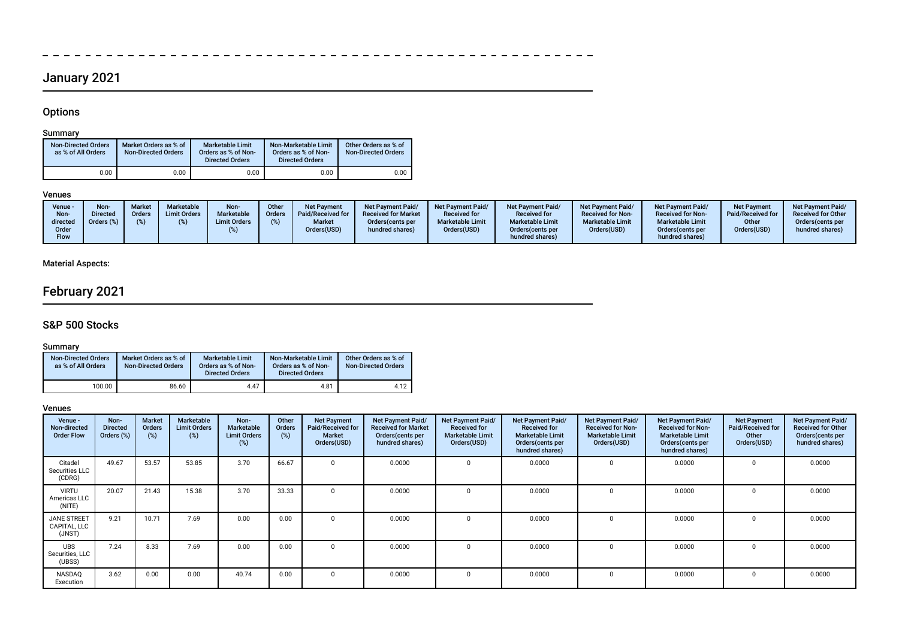## January 2021

### Options

#### Summary

| Non-Directed Orders as % of All Orders | Market Orders as % of Non-Directed Orders | Marketable Limit Orders as % of Non-Directed Orders | Non-Marketable Limit Orders as % of Non-Directed Orders | Other Orders as % of Non-Directed Orders |
|---|---|---|---|---|
| 0.00 | 0.00 | 0.00 | 0.00 | 0.00 |

#### Venues

| Venue - Non-directed Order Flow | Non-Directed Orders (%) | Market Orders (%) | Marketable Limit Orders (%) | Non-Marketable Limit Orders (%) | Other Orders (%) | Net Payment Paid/Received for Market Orders(USD) | Net Payment Paid/Received for Market Orders(cents per hundred shares) | Net Payment Paid/Received for Marketable Limit Orders(USD) | Net Payment Paid/Received for Marketable Limit Orders(cents per hundred shares) | Net Payment Paid/Received for Non-Marketable Limit Orders(USD) | Net Payment Paid/Received for Non-Marketable Limit Orders(cents per hundred shares) | Net Payment Paid/Received for Other Orders(USD) | Net Payment Paid/Received for Other Orders(cents per hundred shares) |
|---|---|---|---|---|---|---|---|---|---|---|---|---|---|

**Material Aspects:**

## February 2021

### S&P 500 Stocks

#### Summary

| Non-Directed Orders as % of All Orders | Market Orders as % of Non-Directed Orders | Marketable Limit Orders as % of Non-Directed Orders | Non-Marketable Limit Orders as % of Non-Directed Orders | Other Orders as % of Non-Directed Orders |
|---|---|---|---|---|
| 100.00 | 86.60 | 4.47 | 4.81 | 4.12 |

#### Venues

| Venue - Non-directed Order Flow | Non-Directed Orders (%) | Market Orders (%) | Marketable Limit Orders (%) | Non-Marketable Limit Orders (%) | Other Orders (%) | Net Payment Paid/Received for Market Orders(USD) | Net Payment Paid/Received for Market Orders(cents per hundred shares) | Net Payment Paid/Received for Marketable Limit Orders(USD) | Net Payment Paid/Received for Marketable Limit Orders(cents per hundred shares) | Net Payment Paid/Received for Non-Marketable Limit Orders(USD) | Net Payment Paid/Received for Non-Marketable Limit Orders(cents per hundred shares) | Net Payment Paid/Received for Other Orders(USD) | Net Payment Paid/Received for Other Orders(cents per hundred shares) |
|---|---|---|---|---|---|---|---|---|---|---|---|---|---|
| Citadel Securities LLC (CDRG) | 49.67 | 53.57 | 53.85 | 3.70 | 66.67 | 0 | 0.0000 | 0 | 0.0000 | 0 | 0.0000 | 0 | 0.0000 |
| VIRTU Americas LLC (NITE) | 20.07 | 21.43 | 15.38 | 3.70 | 33.33 | 0 | 0.0000 | 0 | 0.0000 | 0 | 0.0000 | 0 | 0.0000 |
| JANE STREET CAPITAL, LLC (JNST) | 9.21 | 10.71 | 7.69 | 0.00 | 0.00 | 0 | 0.0000 | 0 | 0.0000 | 0 | 0.0000 | 0 | 0.0000 |
| UBS Securities, LLC (UBSS) | 7.24 | 8.33 | 7.69 | 0.00 | 0.00 | 0 | 0.0000 | 0 | 0.0000 | 0 | 0.0000 | 0 | 0.0000 |
| NASDAQ Execution | 3.62 | 0.00 | 0.00 | 40.74 | 0.00 | 0 | 0.0000 | 0 | 0.0000 | 0 | 0.0000 | 0 | 0.0000 |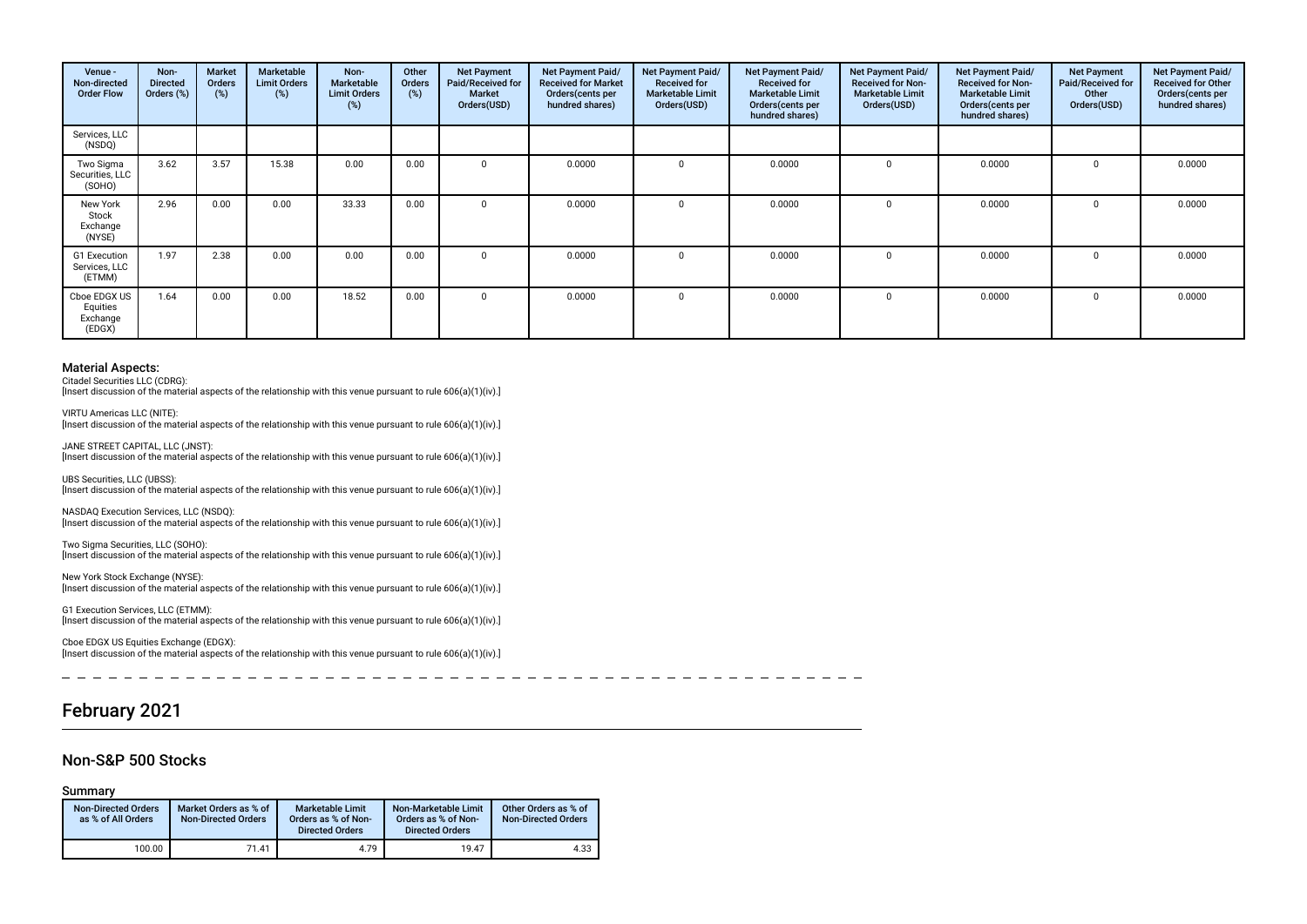| Venue - Non-directed Order Flow | Non-Directed Orders (%) | Market Orders (%) | Marketable Limit Orders (%) | Non-Marketable Limit Orders (%) | Other Orders (%) | Net Payment Paid/Received for Market Orders(USD) | Net Payment Paid/ Received for Market Orders(cents per hundred shares) | Net Payment Paid/ Received for Marketable Limit Orders(USD) | Net Payment Paid/ Received for Marketable Limit Orders(cents per hundred shares) | Net Payment Paid/ Received for Non-Marketable Limit Orders(USD) | Net Payment Paid/ Received for Non-Marketable Limit Orders(cents per hundred shares) | Net Payment Paid/Received for Other Orders(USD) | Net Payment Paid/ Received for Other Orders(cents per hundred shares) |
|---|---|---|---|---|---|---|---|---|---|---|---|---|---|
| Services, LLC (NSDQ) | | | | | | | | | | | | | |
| Two Sigma Securities, LLC (SOHO) | 3.62 | 3.57 | 15.38 | 0.00 | 0.00 | 0 | 0.0000 | 0 | 0.0000 | 0 | 0.0000 | 0 | 0.0000 |
| New York Stock Exchange (NYSE) | 2.96 | 0.00 | 0.00 | 33.33 | 0.00 | 0 | 0.0000 | 0 | 0.0000 | 0 | 0.0000 | 0 | 0.0000 |
| G1 Execution Services, LLC (ETMM) | 1.97 | 2.38 | 0.00 | 0.00 | 0.00 | 0 | 0.0000 | 0 | 0.0000 | 0 | 0.0000 | 0 | 0.0000 |
| Cboe EDGX US Equities Exchange (EDGX) | 1.64 | 0.00 | 0.00 | 18.52 | 0.00 | 0 | 0.0000 | 0 | 0.0000 | 0 | 0.0000 | 0 | 0.0000 |

### Material Aspects:

Citadel Securities LLC (CDRG):
[Insert discussion of the material aspects of the relationship with this venue pursuant to rule 606(a)(1)(iv).]

VIRTU Americas LLC (NITE):
[Insert discussion of the material aspects of the relationship with this venue pursuant to rule 606(a)(1)(iv).]

JANE STREET CAPITAL, LLC (JNST):
[Insert discussion of the material aspects of the relationship with this venue pursuant to rule 606(a)(1)(iv).]

UBS Securities, LLC (UBSS):
[Insert discussion of the material aspects of the relationship with this venue pursuant to rule 606(a)(1)(iv).]

NASDAQ Execution Services, LLC (NSDQ):
[Insert discussion of the material aspects of the relationship with this venue pursuant to rule 606(a)(1)(iv).]

Two Sigma Securities, LLC (SOHO):
[Insert discussion of the material aspects of the relationship with this venue pursuant to rule 606(a)(1)(iv).]

New York Stock Exchange (NYSE):
[Insert discussion of the material aspects of the relationship with this venue pursuant to rule 606(a)(1)(iv).]

G1 Execution Services, LLC (ETMM):
[Insert discussion of the material aspects of the relationship with this venue pursuant to rule 606(a)(1)(iv).]

Cboe EDGX US Equities Exchange (EDGX):
[Insert discussion of the material aspects of the relationship with this venue pursuant to rule 606(a)(1)(iv).]

# February 2021

## Non-S&P 500 Stocks

### Summary

| Non-Directed Orders as % of All Orders | Market Orders as % of Non-Directed Orders | Marketable Limit Orders as % of Non-Directed Orders | Non-Marketable Limit Orders as % of Non-Directed Orders | Other Orders as % of Non-Directed Orders |
|---|---|---|---|---|
| 100.00 | 71.41 | 4.79 | 19.47 | 4.33 |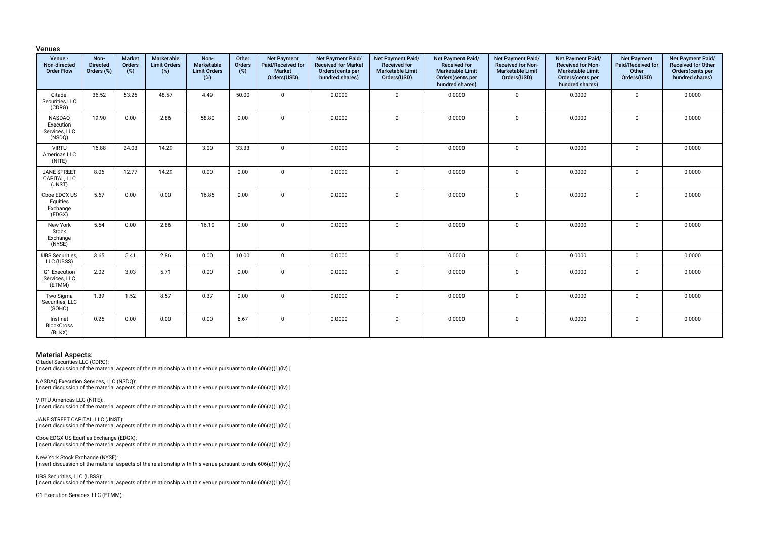## Venues

| Venue - Non-directed Order Flow | Non-Directed Orders (%) | Market Orders (%) | Marketable Limit Orders (%) | Non-Marketable Limit Orders (%) | Other Orders (%) | Net Payment Paid/Received for Market Orders(USD) | Net Payment Paid/ Received for Market Orders(cents per hundred shares) | Net Payment Paid/ Received for Marketable Limit Orders(USD) | Net Payment Paid/ Received for Marketable Limit Orders(cents per hundred shares) | Net Payment Paid/ Received for Non-Marketable Limit Orders(USD) | Net Payment Paid/ Received for Non-Marketable Limit Orders(cents per hundred shares) | Net Payment Paid/Received for Other Orders(USD) | Net Payment Paid/ Received for Other Orders(cents per hundred shares) |
|---|---|---|---|---|---|---|---|---|---|---|---|---|---|
| Citadel Securities LLC (CDRG) | 36.52 | 53.25 | 48.57 | 4.49 | 50.00 | 0 | 0.0000 | 0 | 0.0000 | 0 | 0.0000 | 0 | 0.0000 |
| NASDAQ Execution Services, LLC (NSDQ) | 19.90 | 0.00 | 2.86 | 58.80 | 0.00 | 0 | 0.0000 | 0 | 0.0000 | 0 | 0.0000 | 0 | 0.0000 |
| VIRTU Americas LLC (NITE) | 16.88 | 24.03 | 14.29 | 3.00 | 33.33 | 0 | 0.0000 | 0 | 0.0000 | 0 | 0.0000 | 0 | 0.0000 |
| JANE STREET CAPITAL, LLC (JNST) | 8.06 | 12.77 | 14.29 | 0.00 | 0.00 | 0 | 0.0000 | 0 | 0.0000 | 0 | 0.0000 | 0 | 0.0000 |
| Cboe EDGX US Equities Exchange (EDGX) | 5.67 | 0.00 | 0.00 | 16.85 | 0.00 | 0 | 0.0000 | 0 | 0.0000 | 0 | 0.0000 | 0 | 0.0000 |
| New York Stock Exchange (NYSE) | 5.54 | 0.00 | 2.86 | 16.10 | 0.00 | 0 | 0.0000 | 0 | 0.0000 | 0 | 0.0000 | 0 | 0.0000 |
| UBS Securities, LLC (UBSS) | 3.65 | 5.41 | 2.86 | 0.00 | 10.00 | 0 | 0.0000 | 0 | 0.0000 | 0 | 0.0000 | 0 | 0.0000 |
| G1 Execution Services, LLC (ETMM) | 2.02 | 3.03 | 5.71 | 0.00 | 0.00 | 0 | 0.0000 | 0 | 0.0000 | 0 | 0.0000 | 0 | 0.0000 |
| Two Sigma Securities, LLC (SOHO) | 1.39 | 1.52 | 8.57 | 0.37 | 0.00 | 0 | 0.0000 | 0 | 0.0000 | 0 | 0.0000 | 0 | 0.0000 |
| Instinet BlockCross (BLKX) | 0.25 | 0.00 | 0.00 | 0.00 | 6.67 | 0 | 0.0000 | 0 | 0.0000 | 0 | 0.0000 | 0 | 0.0000 |

## Material Aspects:

Citadel Securities LLC (CDRG):
[Insert discussion of the material aspects of the relationship with this venue pursuant to rule 606(a)(1)(iv).]

NASDAQ Execution Services, LLC (NSDQ):
[Insert discussion of the material aspects of the relationship with this venue pursuant to rule 606(a)(1)(iv).]

VIRTU Americas LLC (NITE):
[Insert discussion of the material aspects of the relationship with this venue pursuant to rule 606(a)(1)(iv).]

JANE STREET CAPITAL, LLC (JNST):
[Insert discussion of the material aspects of the relationship with this venue pursuant to rule 606(a)(1)(iv).]

Cboe EDGX US Equities Exchange (EDGX):
[Insert discussion of the material aspects of the relationship with this venue pursuant to rule 606(a)(1)(iv).]

New York Stock Exchange (NYSE):
[Insert discussion of the material aspects of the relationship with this venue pursuant to rule 606(a)(1)(iv).]

UBS Securities, LLC (UBSS):
[Insert discussion of the material aspects of the relationship with this venue pursuant to rule 606(a)(1)(iv).]

G1 Execution Services, LLC (ETMM):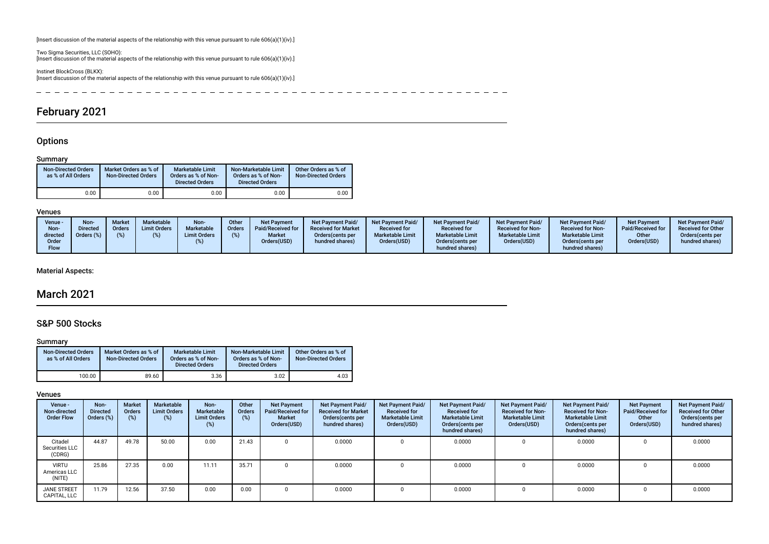[Insert discussion of the material aspects of the relationship with this venue pursuant to rule 606(a)(1)(iv).]

Two Sigma Securities, LLC (SOHO):
[Insert discussion of the material aspects of the relationship with this venue pursuant to rule 606(a)(1)(iv).]

Instinet BlockCross (BLKX):
[Insert discussion of the material aspects of the relationship with this venue pursuant to rule 606(a)(1)(iv).]

# February 2021

## Options

### Summary

| Non-Directed Orders as % of All Orders | Market Orders as % of Non-Directed Orders | Marketable Limit Orders as % of Non-Directed Orders | Non-Marketable Limit Orders as % of Non-Directed Orders | Other Orders as % of Non-Directed Orders |
|---|---|---|---|---|
| 0.00 | 0.00 | 0.00 | 0.00 | 0.00 |

### Venues

| Venue - Non-directed Order Flow | Non-Directed Orders (%) | Market Orders (%) | Marketable Limit Orders (%) | Non-Marketable Limit Orders (%) | Other Orders (%) | Net Payment Paid/Received for Market Orders(USD) | Net Payment Paid/ Received for Market Orders(cents per hundred shares) | Net Payment Paid/ Received for Marketable Limit Orders(USD) | Net Payment Paid/ Received for Marketable Limit Orders(cents per hundred shares) | Net Payment Paid/ Received for Non-Marketable Limit Orders(USD) | Net Payment Paid/ Received for Non-Marketable Limit Orders(cents per hundred shares) | Net Payment Paid/Received for Other Orders(USD) | Net Payment Paid/ Received for Other Orders(cents per hundred shares) |
|---|---|---|---|---|---|---|---|---|---|---|---|---|---|

### Material Aspects:

# March 2021

## S&P 500 Stocks

### Summary

| Non-Directed Orders as % of All Orders | Market Orders as % of Non-Directed Orders | Marketable Limit Orders as % of Non-Directed Orders | Non-Marketable Limit Orders as % of Non-Directed Orders | Other Orders as % of Non-Directed Orders |
|---|---|---|---|---|
| 100.00 | 89.60 | 3.36 | 3.02 | 4.03 |

### Venues

| Venue - Non-directed Order Flow | Non-Directed Orders (%) | Market Orders (%) | Marketable Limit Orders (%) | Non-Marketable Limit Orders (%) | Other Orders (%) | Net Payment Paid/Received for Market Orders(USD) | Net Payment Paid/ Received for Market Orders(cents per hundred shares) | Net Payment Paid/ Received for Marketable Limit Orders(USD) | Net Payment Paid/ Received for Marketable Limit Orders(cents per hundred shares) | Net Payment Paid/ Received for Non-Marketable Limit Orders(USD) | Net Payment Paid/ Received for Non-Marketable Limit Orders(cents per hundred shares) | Net Payment Paid/Received for Other Orders(USD) | Net Payment Paid/ Received for Other Orders(cents per hundred shares) |
|---|---|---|---|---|---|---|---|---|---|---|---|---|---|
| Citadel Securities LLC (CDRG) | 44.87 | 49.78 | 50.00 | 0.00 | 21.43 | 0 | 0.0000 | 0 | 0.0000 | 0 | 0.0000 | 0 | 0.0000 |
| VIRTU Americas LLC (NITE) | 25.86 | 27.35 | 0.00 | 11.11 | 35.71 | 0 | 0.0000 | 0 | 0.0000 | 0 | 0.0000 | 0 | 0.0000 |
| JANE STREET CAPITAL, LLC | 11.79 | 12.56 | 37.50 | 0.00 | 0.00 | 0 | 0.0000 | 0 | 0.0000 | 0 | 0.0000 | 0 | 0.0000 |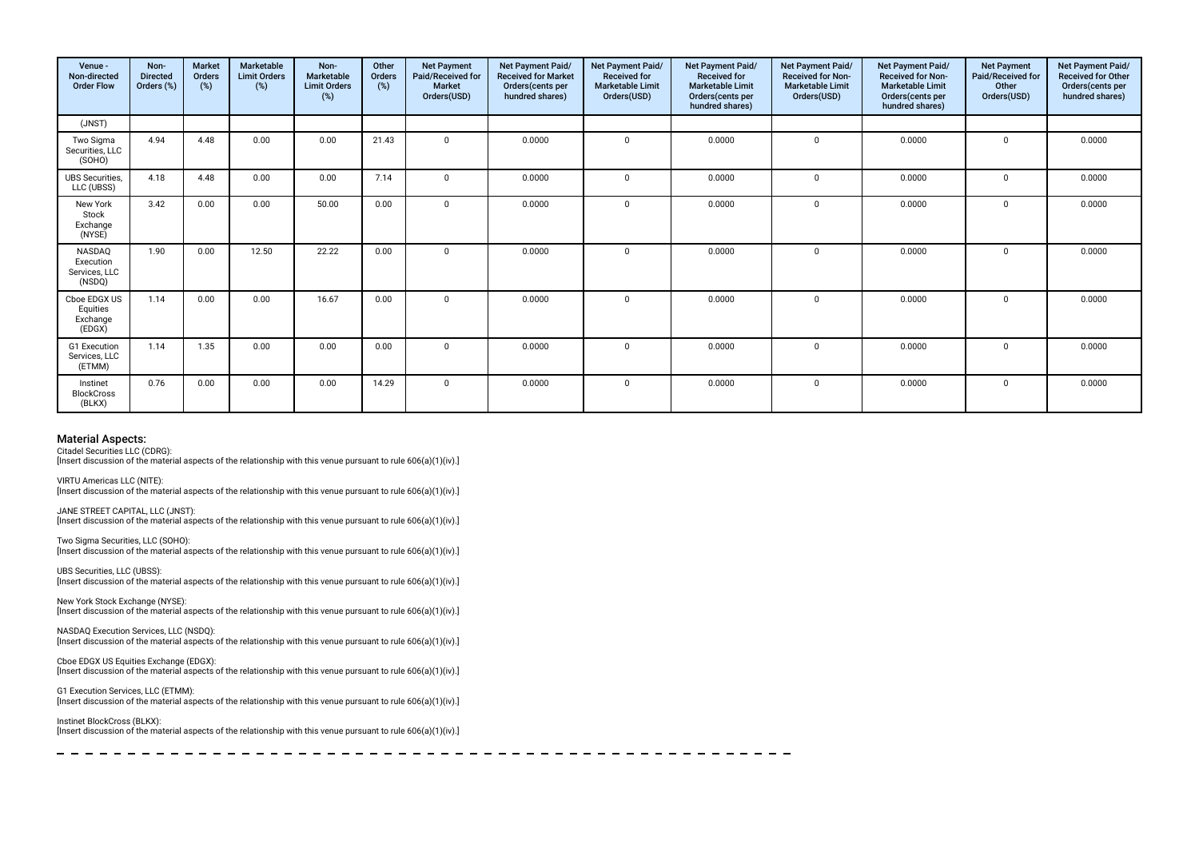| Venue - Non-directed Order Flow | Non-Directed Orders (%) | Market Orders (%) | Marketable Limit Orders (%) | Non-Marketable Limit Orders (%) | Other Orders (%) | Net Payment Paid/Received for Market Orders(USD) | Net Payment Paid/ Received for Market Orders(cents per hundred shares) | Net Payment Paid/ Received for Marketable Limit Orders(USD) | Net Payment Paid/ Received for Marketable Limit Orders(cents per hundred shares) | Net Payment Paid/ Received for Non-Marketable Limit Orders(USD) | Net Payment Paid/ Received for Non-Marketable Limit Orders(cents per hundred shares) | Net Payment Paid/Received for Other Orders(USD) | Net Payment Paid/ Received for Other Orders(cents per hundred shares) |
|---|---|---|---|---|---|---|---|---|---|---|---|---|---|
| (JNST) | | | | | | | | | | | | | |
| Two Sigma Securities, LLC (SOHO) | 4.94 | 4.48 | 0.00 | 0.00 | 21.43 | 0 | 0.0000 | 0 | 0.0000 | 0 | 0.0000 | 0 | 0.0000 |
| UBS Securities, LLC (UBSS) | 4.18 | 4.48 | 0.00 | 0.00 | 7.14 | 0 | 0.0000 | 0 | 0.0000 | 0 | 0.0000 | 0 | 0.0000 |
| New York Stock Exchange (NYSE) | 3.42 | 0.00 | 0.00 | 50.00 | 0.00 | 0 | 0.0000 | 0 | 0.0000 | 0 | 0.0000 | 0 | 0.0000 |
| NASDAQ Execution Services, LLC (NSDQ) | 1.90 | 0.00 | 12.50 | 22.22 | 0.00 | 0 | 0.0000 | 0 | 0.0000 | 0 | 0.0000 | 0 | 0.0000 |
| Cboe EDGX US Equities Exchange (EDGX) | 1.14 | 0.00 | 0.00 | 16.67 | 0.00 | 0 | 0.0000 | 0 | 0.0000 | 0 | 0.0000 | 0 | 0.0000 |
| G1 Execution Services, LLC (ETMM) | 1.14 | 1.35 | 0.00 | 0.00 | 0.00 | 0 | 0.0000 | 0 | 0.0000 | 0 | 0.0000 | 0 | 0.0000 |
| Instinet BlockCross (BLKX) | 0.76 | 0.00 | 0.00 | 0.00 | 14.29 | 0 | 0.0000 | 0 | 0.0000 | 0 | 0.0000 | 0 | 0.0000 |

## Material Aspects:

Citadel Securities LLC (CDRG):
[Insert discussion of the material aspects of the relationship with this venue pursuant to rule 606(a)(1)(iv).]

VIRTU Americas LLC (NITE):
[Insert discussion of the material aspects of the relationship with this venue pursuant to rule 606(a)(1)(iv).]

JANE STREET CAPITAL, LLC (JNST):
[Insert discussion of the material aspects of the relationship with this venue pursuant to rule 606(a)(1)(iv).]

Two Sigma Securities, LLC (SOHO):
[Insert discussion of the material aspects of the relationship with this venue pursuant to rule 606(a)(1)(iv).]

UBS Securities, LLC (UBSS):
[Insert discussion of the material aspects of the relationship with this venue pursuant to rule 606(a)(1)(iv).]

New York Stock Exchange (NYSE):
[Insert discussion of the material aspects of the relationship with this venue pursuant to rule 606(a)(1)(iv).]

NASDAQ Execution Services, LLC (NSDQ):
[Insert discussion of the material aspects of the relationship with this venue pursuant to rule 606(a)(1)(iv).]

Cboe EDGX US Equities Exchange (EDGX):
[Insert discussion of the material aspects of the relationship with this venue pursuant to rule 606(a)(1)(iv).]

G1 Execution Services, LLC (ETMM):
[Insert discussion of the material aspects of the relationship with this venue pursuant to rule 606(a)(1)(iv).]

Instinet BlockCross (BLKX):
[Insert discussion of the material aspects of the relationship with this venue pursuant to rule 606(a)(1)(iv).]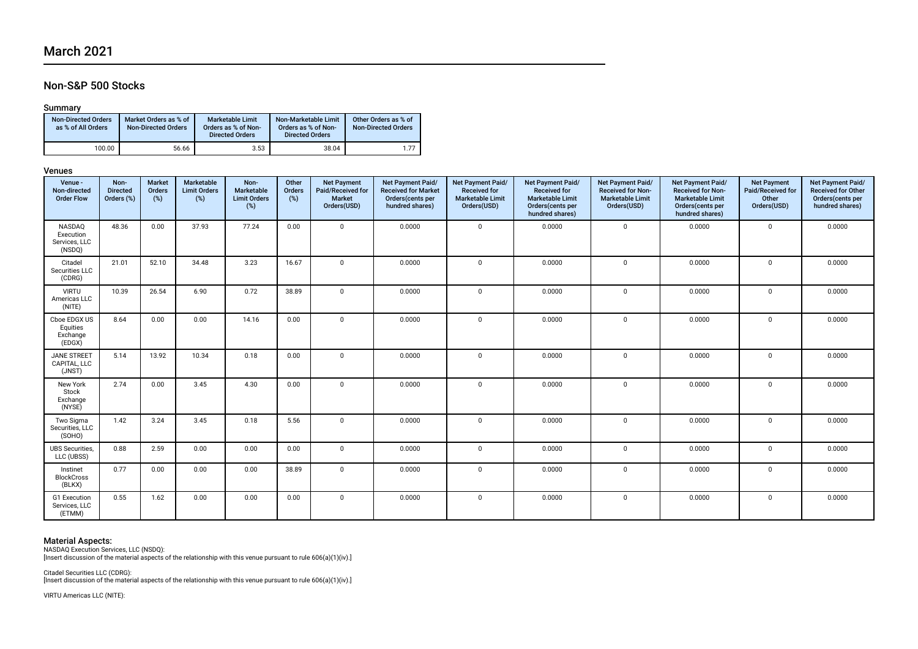# March 2021

## Non-S&P 500 Stocks

### Summary

| Non-Directed Orders as % of All Orders | Market Orders as % of Non-Directed Orders | Marketable Limit Orders as % of Non-Directed Orders | Non-Marketable Limit Orders as % of Non-Directed Orders | Other Orders as % of Non-Directed Orders |
|---|---|---|---|---|
| 100.00 | 56.66 | 3.53 | 38.04 | 1.77 |

### Venues

| Venue - Non-directed Order Flow | Non-Directed Orders (%) | Market Orders (%) | Marketable Limit Orders (%) | Non-Marketable Limit Orders (%) | Other Orders (%) | Net Payment Paid/Received for Market Orders(USD) | Net Payment Paid/ Received for Market Orders(cents per hundred shares) | Net Payment Paid/ Received for Marketable Limit Orders(USD) | Net Payment Paid/ Received for Marketable Limit Orders(cents per hundred shares) | Net Payment Paid/ Received for Non-Marketable Limit Orders(USD) | Net Payment Paid/ Received for Non-Marketable Limit Orders(cents per hundred shares) | Net Payment Paid/Received for Other Orders(USD) | Net Payment Paid/ Received for Other Orders(cents per hundred shares) |
|---|---|---|---|---|---|---|---|---|---|---|---|---|---|
| NASDAQ Execution Services, LLC (NSDQ) | 48.36 | 0.00 | 37.93 | 77.24 | 0.00 | 0 | 0.0000 | 0 | 0.0000 | 0 | 0.0000 | 0 | 0.0000 |
| Citadel Securities LLC (CDRG) | 21.01 | 52.10 | 34.48 | 3.23 | 16.67 | 0 | 0.0000 | 0 | 0.0000 | 0 | 0.0000 | 0 | 0.0000 |
| VIRTU Americas LLC (NITE) | 10.39 | 26.54 | 6.90 | 0.72 | 38.89 | 0 | 0.0000 | 0 | 0.0000 | 0 | 0.0000 | 0 | 0.0000 |
| Cboe EDGX US Equities Exchange (EDGX) | 8.64 | 0.00 | 0.00 | 14.16 | 0.00 | 0 | 0.0000 | 0 | 0.0000 | 0 | 0.0000 | 0 | 0.0000 |
| JANE STREET CAPITAL, LLC (JNST) | 5.14 | 13.92 | 10.34 | 0.18 | 0.00 | 0 | 0.0000 | 0 | 0.0000 | 0 | 0.0000 | 0 | 0.0000 |
| New York Stock Exchange (NYSE) | 2.74 | 0.00 | 3.45 | 4.30 | 0.00 | 0 | 0.0000 | 0 | 0.0000 | 0 | 0.0000 | 0 | 0.0000 |
| Two Sigma Securities, LLC (SOHO) | 1.42 | 3.24 | 3.45 | 0.18 | 5.56 | 0 | 0.0000 | 0 | 0.0000 | 0 | 0.0000 | 0 | 0.0000 |
| UBS Securities, LLC (UBSS) | 0.88 | 2.59 | 0.00 | 0.00 | 0.00 | 0 | 0.0000 | 0 | 0.0000 | 0 | 0.0000 | 0 | 0.0000 |
| Instinet BlockCross (BLKX) | 0.77 | 0.00 | 0.00 | 0.00 | 38.89 | 0 | 0.0000 | 0 | 0.0000 | 0 | 0.0000 | 0 | 0.0000 |
| G1 Execution Services, LLC (ETMM) | 0.55 | 1.62 | 0.00 | 0.00 | 0.00 | 0 | 0.0000 | 0 | 0.0000 | 0 | 0.0000 | 0 | 0.0000 |

### Material Aspects:

NASDAQ Execution Services, LLC (NSDQ):
[Insert discussion of the material aspects of the relationship with this venue pursuant to rule 606(a)(1)(iv).]

Citadel Securities LLC (CDRG):
[Insert discussion of the material aspects of the relationship with this venue pursuant to rule 606(a)(1)(iv).]

VIRTU Americas LLC (NITE):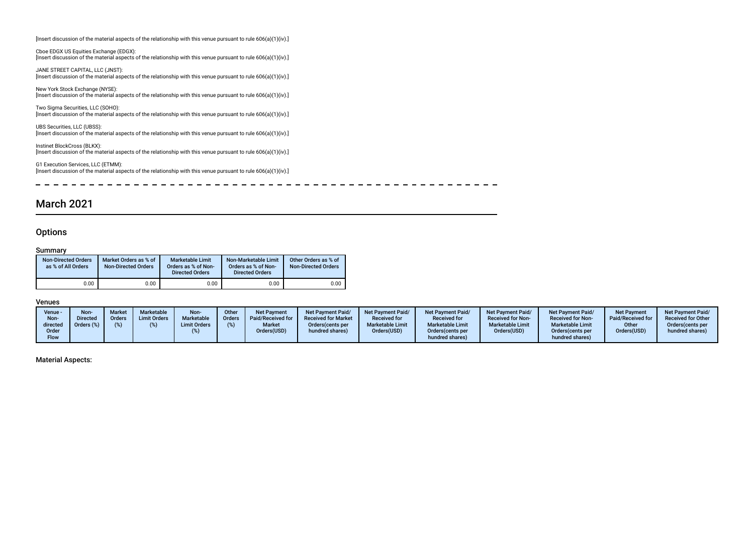[Insert discussion of the material aspects of the relationship with this venue pursuant to rule 606(a)(1)(iv).]

Cboe EDGX US Equities Exchange (EDGX):
[Insert discussion of the material aspects of the relationship with this venue pursuant to rule 606(a)(1)(iv).]

JANE STREET CAPITAL, LLC (JNST):
[Insert discussion of the material aspects of the relationship with this venue pursuant to rule 606(a)(1)(iv).]

New York Stock Exchange (NYSE):
[Insert discussion of the material aspects of the relationship with this venue pursuant to rule 606(a)(1)(iv).]

Two Sigma Securities, LLC (SOHO):
[Insert discussion of the material aspects of the relationship with this venue pursuant to rule 606(a)(1)(iv).]

UBS Securities, LLC (UBSS):
[Insert discussion of the material aspects of the relationship with this venue pursuant to rule 606(a)(1)(iv).]

Instinet BlockCross (BLKX):
[Insert discussion of the material aspects of the relationship with this venue pursuant to rule 606(a)(1)(iv).]

G1 Execution Services, LLC (ETMM):
[Insert discussion of the material aspects of the relationship with this venue pursuant to rule 606(a)(1)(iv).]

# March 2021

## Options

### Summary

| Non-Directed Orders as % of All Orders | Market Orders as % of Non-Directed Orders | Marketable Limit Orders as % of Non-Directed Orders | Non-Marketable Limit Orders as % of Non-Directed Orders | Other Orders as % of Non-Directed Orders |
|---|---|---|---|---|
| 0.00 | 0.00 | 0.00 | 0.00 | 0.00 |

### Venues

| Venue - Non-directed Order Flow | Non-Directed Orders (%) | Market Orders (%) | Marketable Limit Orders (%) | Non-Marketable Limit Orders (%) | Other Orders (%) | Net Payment Paid/Received for Market Orders(USD) | Net Payment Paid/Received for Market Orders(cents per hundred shares) | Net Payment Paid/Received for Marketable Limit Orders(USD) | Net Payment Paid/Received for Marketable Limit Orders(cents per hundred shares) | Net Payment Paid/Received for Non-Marketable Limit Orders(USD) | Net Payment Paid/Received for Non-Marketable Limit Orders(cents per hundred shares) | Net Payment Paid/Received for Other Orders(USD) | Net Payment Paid/Received for Other Orders(cents per hundred shares) |
|---|---|---|---|---|---|---|---|---|---|---|---|---|---|

### Material Aspects: